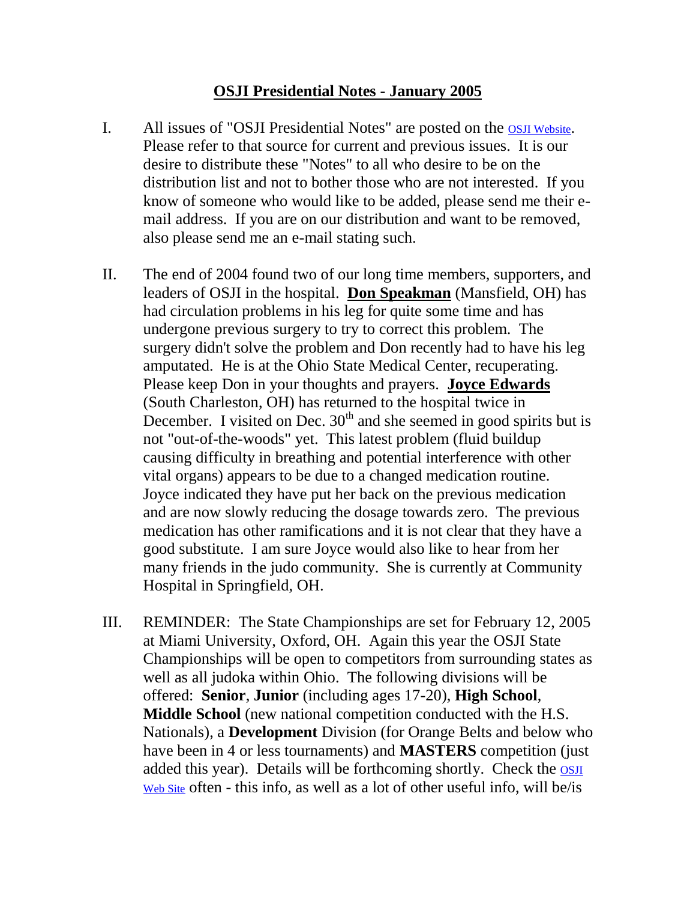# OSJI Presidential Notes - January 2005

I. All issues of "OSJI Presidential Notes" are posted on the OSJI Website. Please refer to that source for current and previous issues. It is our desire to distribute these "Notes" to all who desire to be on the distribution list and not to bother those who are not interested. If you know of someone who would like to be added, please send me their e-mail address. If you are on our distribution and want to be removed, also please send me an e-mail stating such.

II. The end of 2004 found two of our long time members, supporters, and leaders of OSJI in the hospital. **Don Speakman** (Mansfield, OH) has had circulation problems in his leg for quite some time and has undergone previous surgery to try to correct this problem. The surgery didn't solve the problem and Don recently had to have his leg amputated. He is at the Ohio State Medical Center, recuperating. Please keep Don in your thoughts and prayers. **Joyce Edwards** (South Charleston, OH) has returned to the hospital twice in December. I visited on Dec. 30th and she seemed in good spirits but is not "out-of-the-woods" yet. This latest problem (fluid buildup causing difficulty in breathing and potential interference with other vital organs) appears to be due to a changed medication routine. Joyce indicated they have put her back on the previous medication and are now slowly reducing the dosage towards zero. The previous medication has other ramifications and it is not clear that they have a good substitute. I am sure Joyce would also like to hear from her many friends in the judo community. She is currently at Community Hospital in Springfield, OH.

III. REMINDER: The State Championships are set for February 12, 2005 at Miami University, Oxford, OH. Again this year the OSJI State Championships will be open to competitors from surrounding states as well as all judoka within Ohio. The following divisions will be offered: **Senior**, **Junior** (including ages 17-20), **High School**, **Middle School** (new national competition conducted with the H.S. Nationals), a **Development** Division (for Orange Belts and below who have been in 4 or less tournaments) and **MASTERS** competition (just added this year). Details will be forthcoming shortly. Check the OSJI Web Site often - this info, as well as a lot of other useful info, will be/is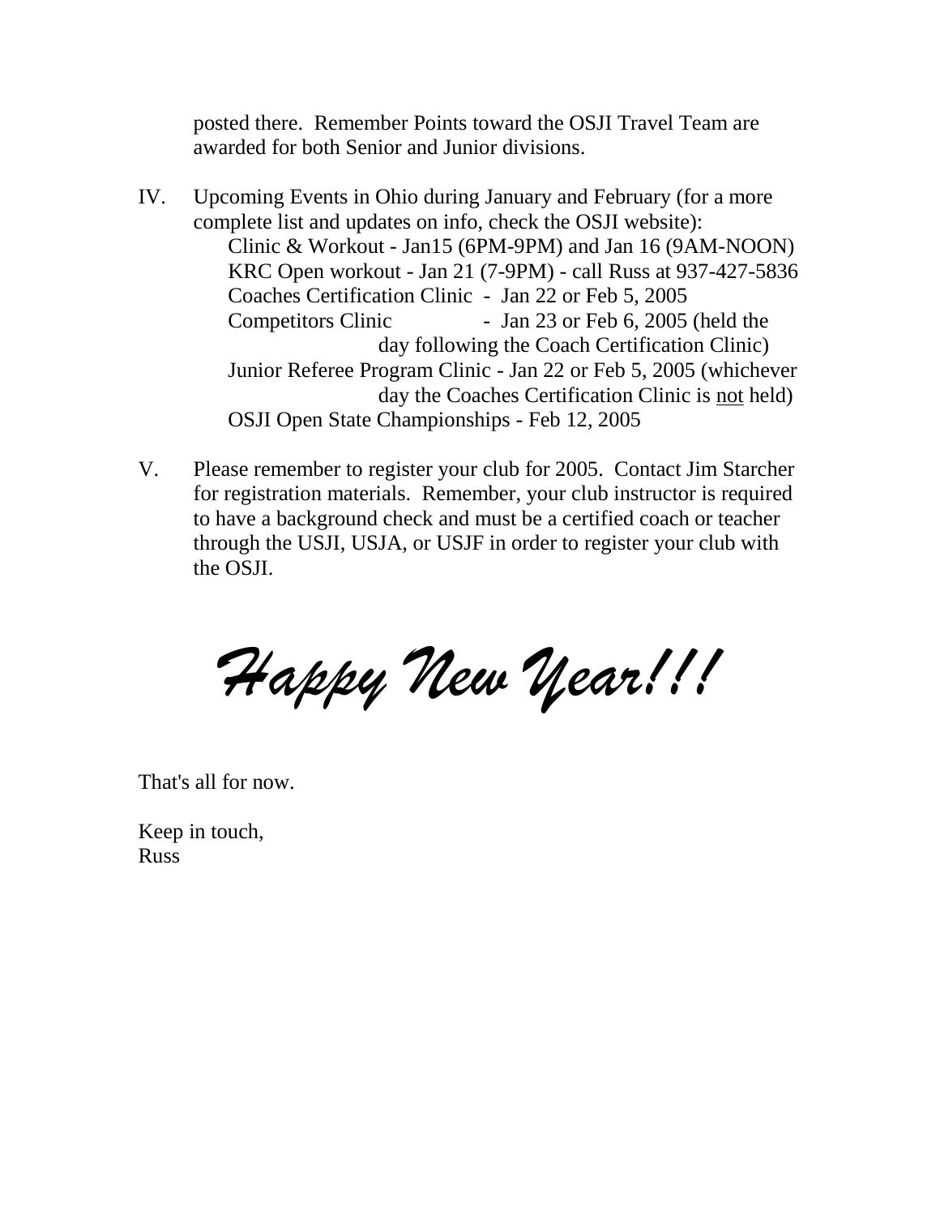posted there. Remember Points toward the OSJI Travel Team are awarded for both Senior and Junior divisions.

IV. Upcoming Events in Ohio during January and February (for a more complete list and updates on info, check the OSJI website):
   - Clinic & Workout - Jan15 (6PM-9PM) and Jan 16 (9AM-NOON)
   - KRC Open workout - Jan 21 (7-9PM) - call Russ at 937-427-5836
   - Coaches Certification Clinic - Jan 22 or Feb 5, 2005
   - Competitors Clinic - Jan 23 or Feb 6, 2005 (held the day following the Coach Certification Clinic)
   - Junior Referee Program Clinic - Jan 22 or Feb 5, 2005 (whichever day the Coaches Certification Clinic is <u>not</u> held)
   - OSJI Open State Championships - Feb 12, 2005

V. Please remember to register your club for 2005. Contact Jim Starcher for registration materials. Remember, your club instructor is required to have a background check and must be a certified coach or teacher through the USJI, USJA, or USJF in order to register your club with the OSJI.

*Happy New Year!!!*

That's all for now.

Keep in touch,
Russ